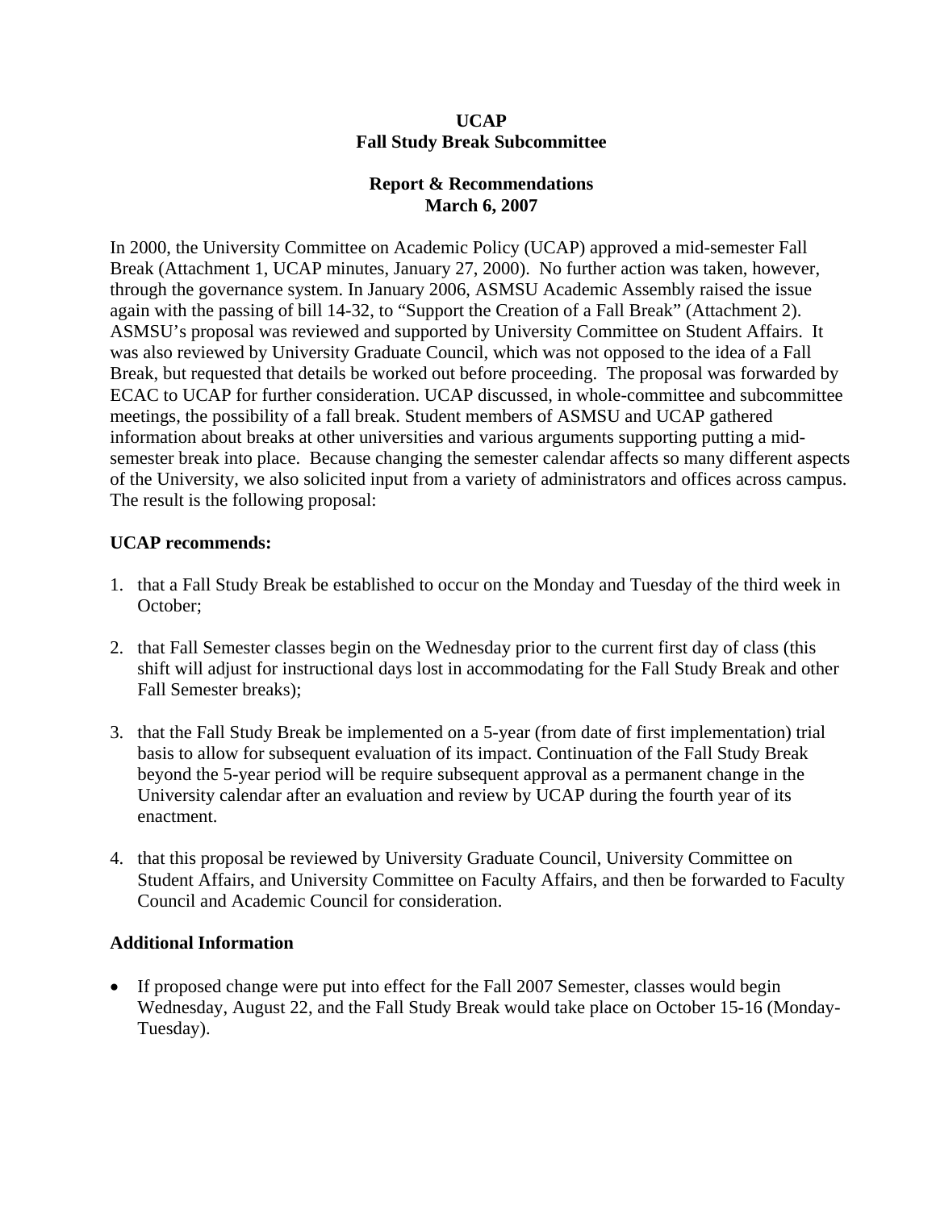**UCAP**
**Fall Study Break Subcommittee**

**Report & Recommendations**
**March 6, 2007**

In 2000, the University Committee on Academic Policy (UCAP) approved a mid-semester Fall Break (Attachment 1, UCAP minutes, January 27, 2000). No further action was taken, however, through the governance system. In January 2006, ASMSU Academic Assembly raised the issue again with the passing of bill 14-32, to "Support the Creation of a Fall Break" (Attachment 2). ASMSU's proposal was reviewed and supported by University Committee on Student Affairs. It was also reviewed by University Graduate Council, which was not opposed to the idea of a Fall Break, but requested that details be worked out before proceeding. The proposal was forwarded by ECAC to UCAP for further consideration. UCAP discussed, in whole-committee and subcommittee meetings, the possibility of a fall break. Student members of ASMSU and UCAP gathered information about breaks at other universities and various arguments supporting putting a mid-semester break into place. Because changing the semester calendar affects so many different aspects of the University, we also solicited input from a variety of administrators and offices across campus. The result is the following proposal:

**UCAP recommends:**

1. that a Fall Study Break be established to occur on the Monday and Tuesday of the third week in October;

2. that Fall Semester classes begin on the Wednesday prior to the current first day of class (this shift will adjust for instructional days lost in accommodating for the Fall Study Break and other Fall Semester breaks);

3. that the Fall Study Break be implemented on a 5-year (from date of first implementation) trial basis to allow for subsequent evaluation of its impact. Continuation of the Fall Study Break beyond the 5-year period will be require subsequent approval as a permanent change in the University calendar after an evaluation and review by UCAP during the fourth year of its enactment.

4. that this proposal be reviewed by University Graduate Council, University Committee on Student Affairs, and University Committee on Faculty Affairs, and then be forwarded to Faculty Council and Academic Council for consideration.

**Additional Information**

- If proposed change were put into effect for the Fall 2007 Semester, classes would begin Wednesday, August 22, and the Fall Study Break would take place on October 15-16 (Monday-Tuesday).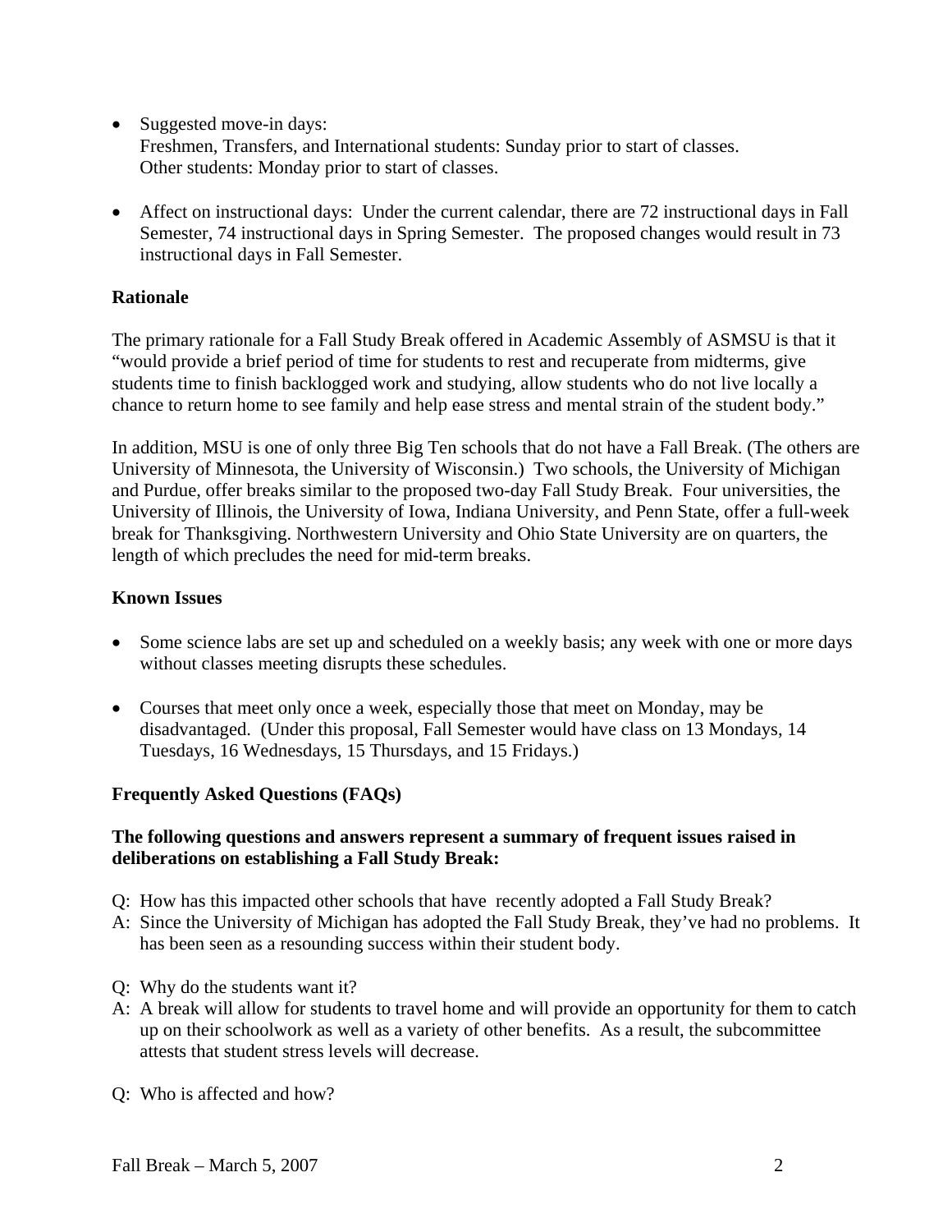- Suggested move-in days:
  Freshmen, Transfers, and International students: Sunday prior to start of classes.
  Other students: Monday prior to start of classes.

- Affect on instructional days: Under the current calendar, there are 72 instructional days in Fall Semester, 74 instructional days in Spring Semester. The proposed changes would result in 73 instructional days in Fall Semester.

**Rationale**

The primary rationale for a Fall Study Break offered in Academic Assembly of ASMSU is that it "would provide a brief period of time for students to rest and recuperate from midterms, give students time to finish backlogged work and studying, allow students who do not live locally a chance to return home to see family and help ease stress and mental strain of the student body."

In addition, MSU is one of only three Big Ten schools that do not have a Fall Break. (The others are University of Minnesota, the University of Wisconsin.) Two schools, the University of Michigan and Purdue, offer breaks similar to the proposed two-day Fall Study Break. Four universities, the University of Illinois, the University of Iowa, Indiana University, and Penn State, offer a full-week break for Thanksgiving. Northwestern University and Ohio State University are on quarters, the length of which precludes the need for mid-term breaks.

**Known Issues**

- Some science labs are set up and scheduled on a weekly basis; any week with one or more days without classes meeting disrupts these schedules.

- Courses that meet only once a week, especially those that meet on Monday, may be disadvantaged. (Under this proposal, Fall Semester would have class on 13 Mondays, 14 Tuesdays, 16 Wednesdays, 15 Thursdays, and 15 Fridays.)

**Frequently Asked Questions (FAQs)**

**The following questions and answers represent a summary of frequent issues raised in deliberations on establishing a Fall Study Break:**

Q: How has this impacted other schools that have recently adopted a Fall Study Break?
A: Since the University of Michigan has adopted the Fall Study Break, they've had no problems. It has been seen as a resounding success within their student body.

Q: Why do the students want it?
A: A break will allow for students to travel home and will provide an opportunity for them to catch up on their schoolwork as well as a variety of other benefits. As a result, the subcommittee attests that student stress levels will decrease.

Q: Who is affected and how?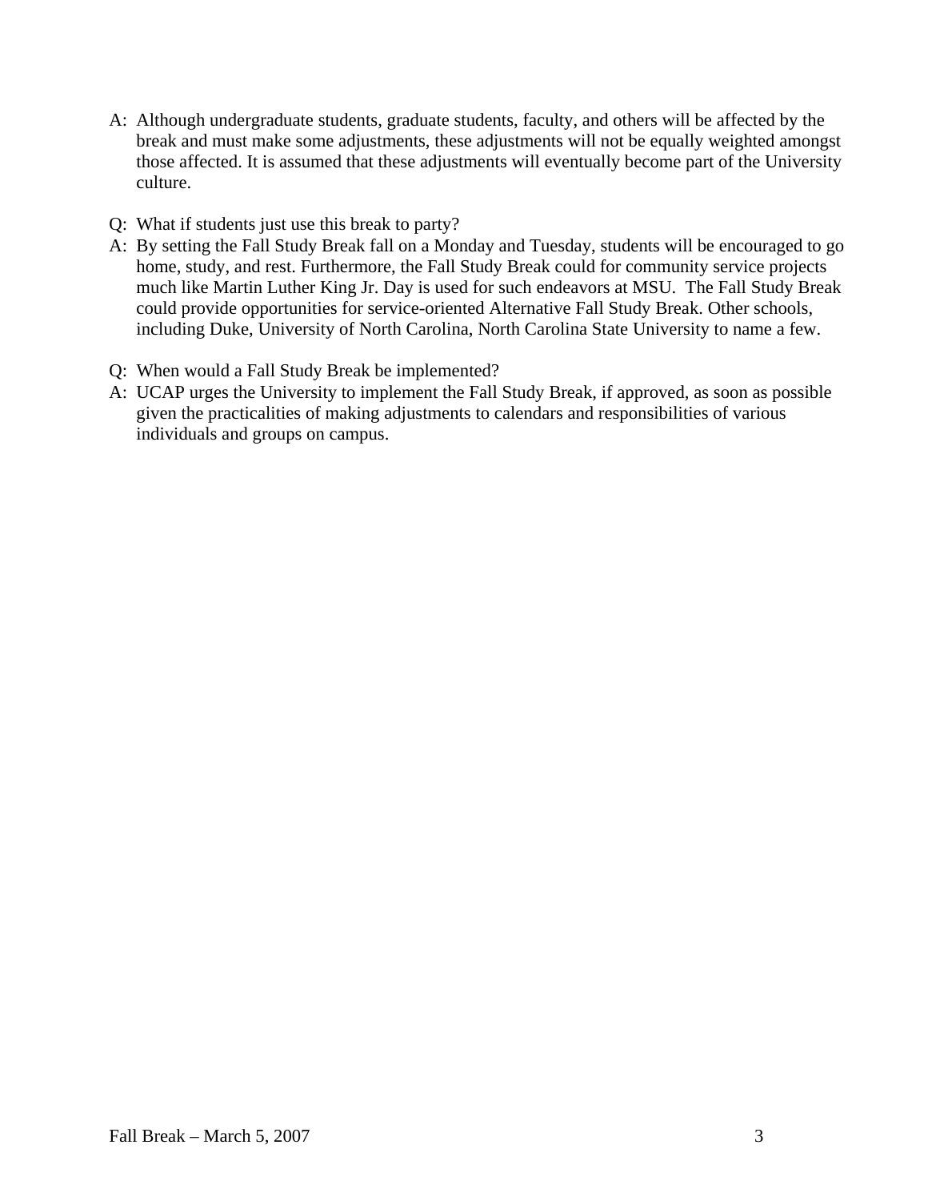A: Although undergraduate students, graduate students, faculty, and others will be affected by the break and must make some adjustments, these adjustments will not be equally weighted amongst those affected. It is assumed that these adjustments will eventually become part of the University culture.

Q: What if students just use this break to party?

A: By setting the Fall Study Break fall on a Monday and Tuesday, students will be encouraged to go home, study, and rest. Furthermore, the Fall Study Break could for community service projects much like Martin Luther King Jr. Day is used for such endeavors at MSU. The Fall Study Break could provide opportunities for service-oriented Alternative Fall Study Break. Other schools, including Duke, University of North Carolina, North Carolina State University to name a few.

Q: When would a Fall Study Break be implemented?

A: UCAP urges the University to implement the Fall Study Break, if approved, as soon as possible given the practicalities of making adjustments to calendars and responsibilities of various individuals and groups on campus.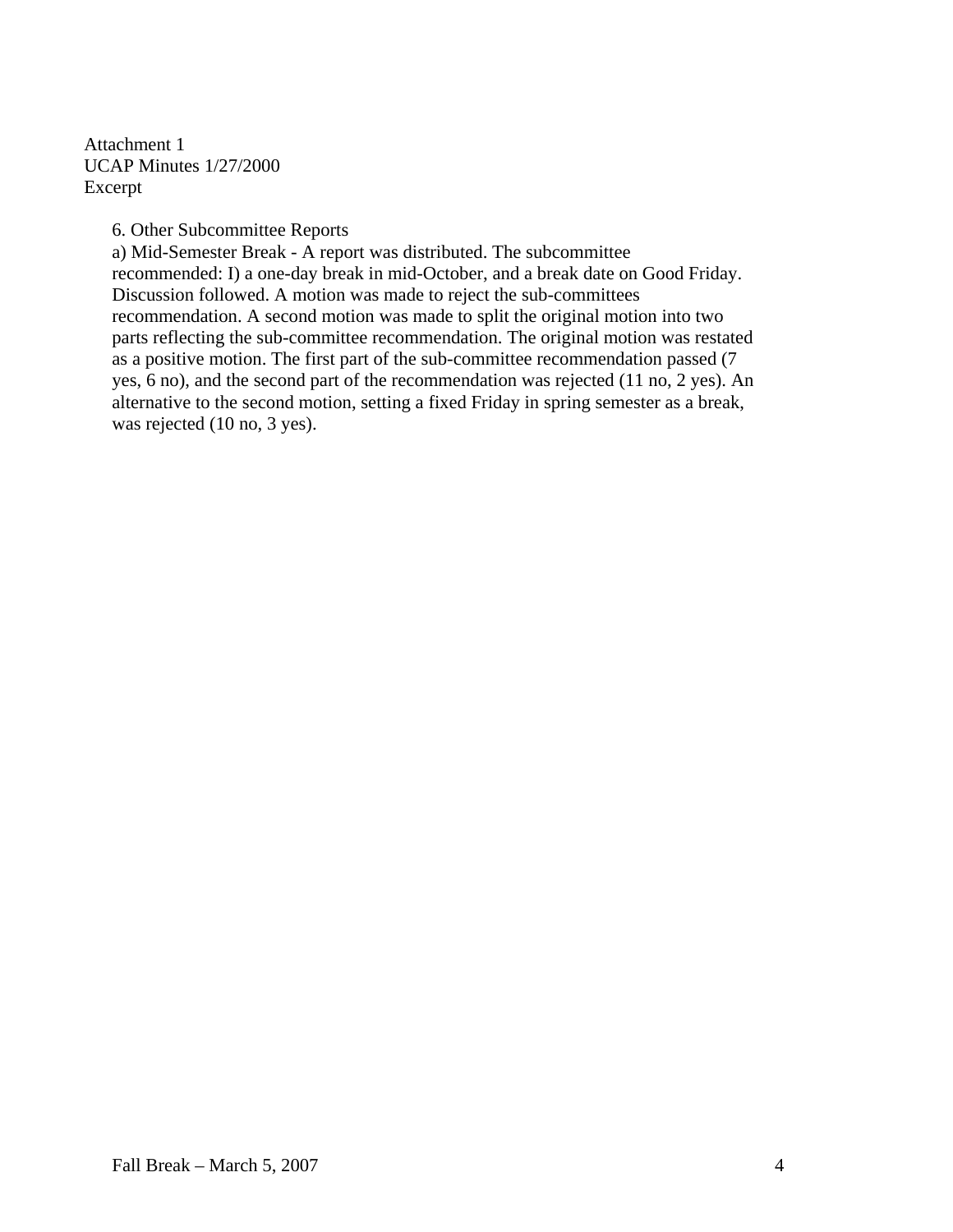Attachment 1
UCAP Minutes 1/27/2000
Excerpt

6. Other Subcommittee Reports

a) Mid-Semester Break - A report was distributed. The subcommittee recommended: I) a one-day break in mid-October, and a break date on Good Friday. Discussion followed. A motion was made to reject the sub-committees recommendation. A second motion was made to split the original motion into two parts reflecting the sub-committee recommendation. The original motion was restated as a positive motion. The first part of the sub-committee recommendation passed (7 yes, 6 no), and the second part of the recommendation was rejected (11 no, 2 yes). An alternative to the second motion, setting a fixed Friday in spring semester as a break, was rejected (10 no, 3 yes).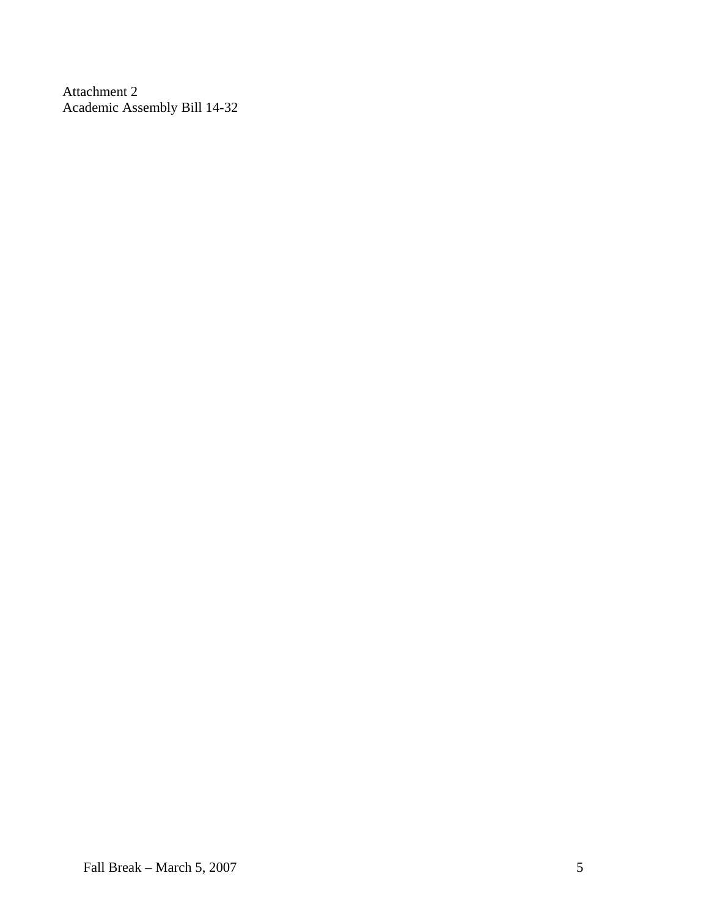Attachment 2
Academic Assembly Bill 14-32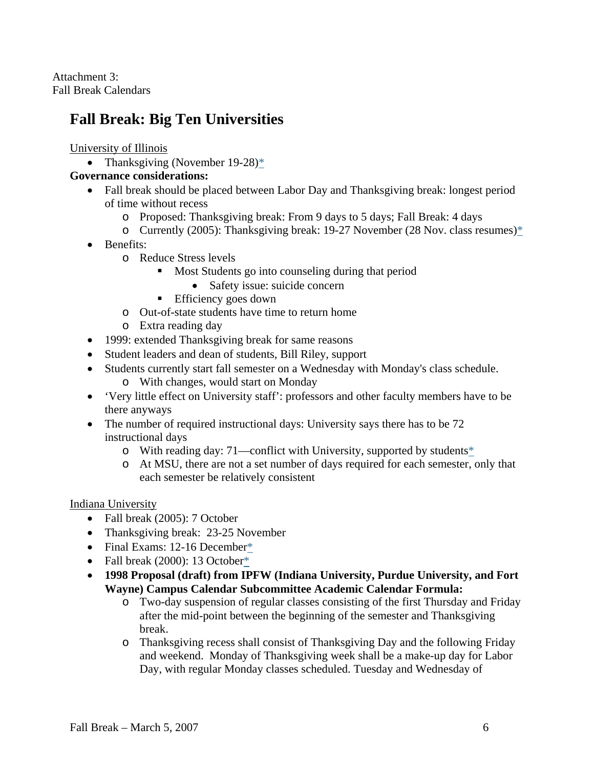Attachment 3:
Fall Break Calendars

## Fall Break: Big Ten Universities

University of Illinois

- Thanksgiving (November 19-28)*

**Governance considerations:**

- Fall break should be placed between Labor Day and Thanksgiving break: longest period of time without recess
  - Proposed: Thanksgiving break: From 9 days to 5 days; Fall Break: 4 days
  - Currently (2005): Thanksgiving break: 19-27 November (28 Nov. class resumes)*
- Benefits:
  - Reduce Stress levels
    - Most Students go into counseling during that period
      - Safety issue: suicide concern
    - Efficiency goes down
  - Out-of-state students have time to return home
  - Extra reading day
- 1999: extended Thanksgiving break for same reasons
- Student leaders and dean of students, Bill Riley, support
- Students currently start fall semester on a Wednesday with Monday's class schedule.
  - With changes, would start on Monday
- 'Very little effect on University staff': professors and other faculty members have to be there anyways
- The number of required instructional days: University says there has to be 72 instructional days
  - With reading day: 71—conflict with University, supported by students*
  - At MSU, there are not a set number of days required for each semester, only that each semester be relatively consistent

Indiana University

- Fall break (2005): 7 October
- Thanksgiving break: 23-25 November
- Final Exams: 12-16 December*
- Fall break (2000): 13 October*
- **1998 Proposal (draft) from IPFW (Indiana University, Purdue University, and Fort Wayne) Campus Calendar Subcommittee Academic Calendar Formula:**
  - Two-day suspension of regular classes consisting of the first Thursday and Friday after the mid-point between the beginning of the semester and Thanksgiving break.
  - Thanksgiving recess shall consist of Thanksgiving Day and the following Friday and weekend. Monday of Thanksgiving week shall be a make-up day for Labor Day, with regular Monday classes scheduled. Tuesday and Wednesday of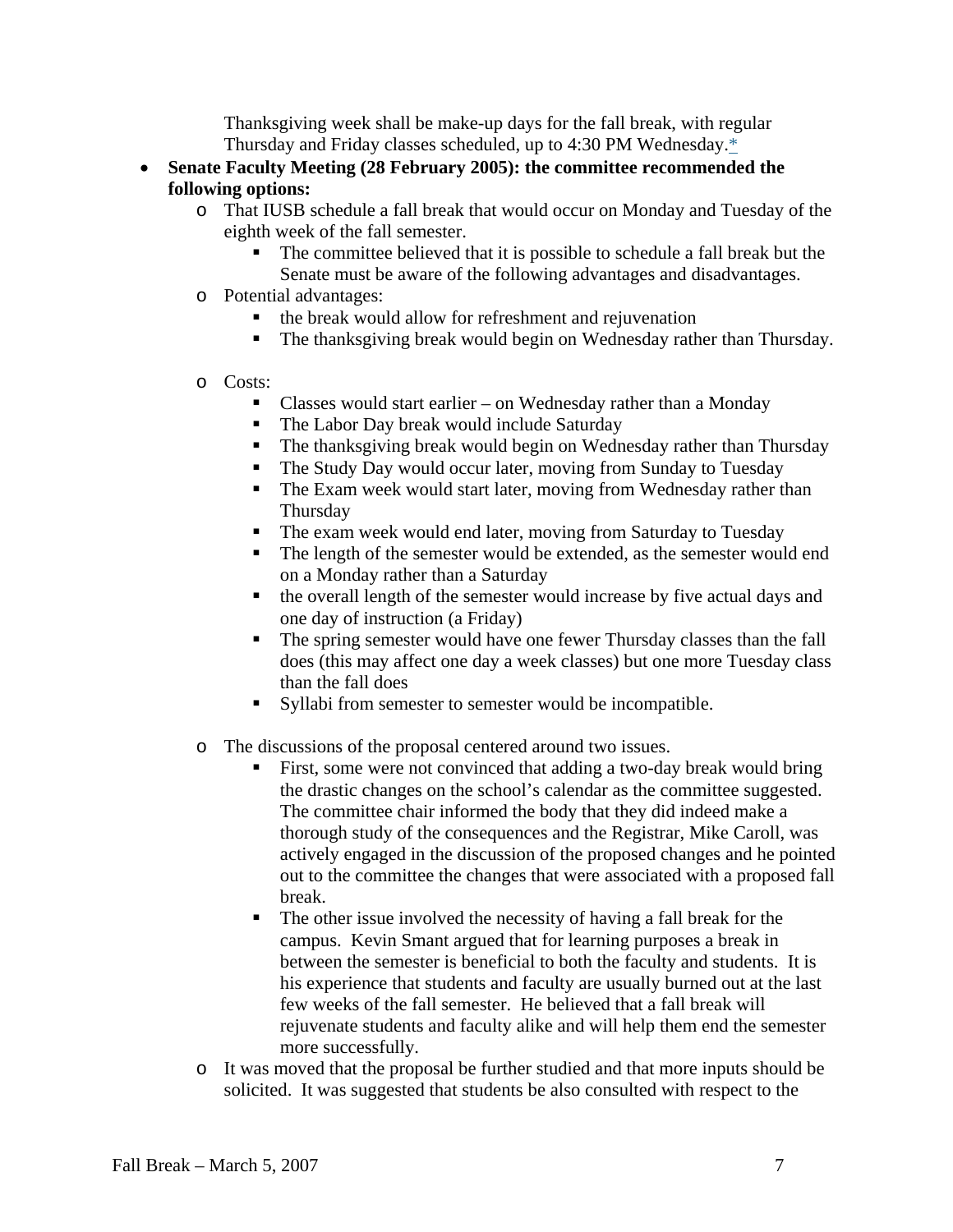Thanksgiving week shall be make-up days for the fall break, with regular Thursday and Friday classes scheduled, up to 4:30 PM Wednesday.*

- **Senate Faculty Meeting (28 February 2005): the committee recommended the following options:**
  - That IUSB schedule a fall break that would occur on Monday and Tuesday of the eighth week of the fall semester.
    - The committee believed that it is possible to schedule a fall break but the Senate must be aware of the following advantages and disadvantages.
  - Potential advantages:
    - the break would allow for refreshment and rejuvenation
    - The thanksgiving break would begin on Wednesday rather than Thursday.
  - Costs:
    - Classes would start earlier – on Wednesday rather than a Monday
    - The Labor Day break would include Saturday
    - The thanksgiving break would begin on Wednesday rather than Thursday
    - The Study Day would occur later, moving from Sunday to Tuesday
    - The Exam week would start later, moving from Wednesday rather than Thursday
    - The exam week would end later, moving from Saturday to Tuesday
    - The length of the semester would be extended, as the semester would end on a Monday rather than a Saturday
    - the overall length of the semester would increase by five actual days and one day of instruction (a Friday)
    - The spring semester would have one fewer Thursday classes than the fall does (this may affect one day a week classes) but one more Tuesday class than the fall does
    - Syllabi from semester to semester would be incompatible.
  - The discussions of the proposal centered around two issues.
    - First, some were not convinced that adding a two-day break would bring the drastic changes on the school's calendar as the committee suggested. The committee chair informed the body that they did indeed make a thorough study of the consequences and the Registrar, Mike Caroll, was actively engaged in the discussion of the proposed changes and he pointed out to the committee the changes that were associated with a proposed fall break.
    - The other issue involved the necessity of having a fall break for the campus. Kevin Smant argued that for learning purposes a break in between the semester is beneficial to both the faculty and students. It is his experience that students and faculty are usually burned out at the last few weeks of the fall semester. He believed that a fall break will rejuvenate students and faculty alike and will help them end the semester more successfully.
  - It was moved that the proposal be further studied and that more inputs should be solicited. It was suggested that students be also consulted with respect to the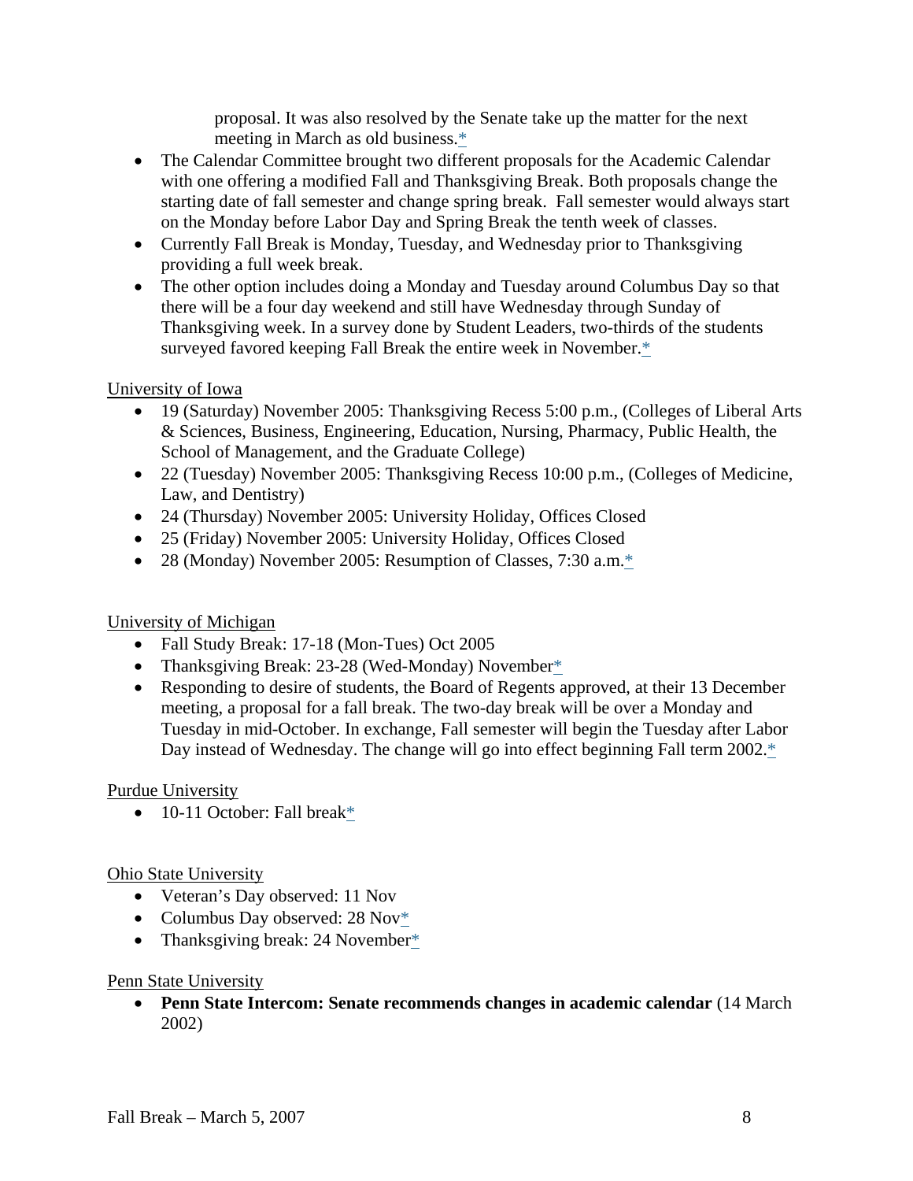proposal. It was also resolved by the Senate take up the matter for the next meeting in March as old business.*

- The Calendar Committee brought two different proposals for the Academic Calendar with one offering a modified Fall and Thanksgiving Break. Both proposals change the starting date of fall semester and change spring break. Fall semester would always start on the Monday before Labor Day and Spring Break the tenth week of classes.
- Currently Fall Break is Monday, Tuesday, and Wednesday prior to Thanksgiving providing a full week break.
- The other option includes doing a Monday and Tuesday around Columbus Day so that there will be a four day weekend and still have Wednesday through Sunday of Thanksgiving week. In a survey done by Student Leaders, two-thirds of the students surveyed favored keeping Fall Break the entire week in November.*

University of Iowa

- 19 (Saturday) November 2005: Thanksgiving Recess 5:00 p.m., (Colleges of Liberal Arts & Sciences, Business, Engineering, Education, Nursing, Pharmacy, Public Health, the School of Management, and the Graduate College)
- 22 (Tuesday) November 2005: Thanksgiving Recess 10:00 p.m., (Colleges of Medicine, Law, and Dentistry)
- 24 (Thursday) November 2005: University Holiday, Offices Closed
- 25 (Friday) November 2005: University Holiday, Offices Closed
- 28 (Monday) November 2005: Resumption of Classes, 7:30 a.m.*

University of Michigan

- Fall Study Break: 17-18 (Mon-Tues) Oct 2005
- Thanksgiving Break: 23-28 (Wed-Monday) November*
- Responding to desire of students, the Board of Regents approved, at their 13 December meeting, a proposal for a fall break. The two-day break will be over a Monday and Tuesday in mid-October. In exchange, Fall semester will begin the Tuesday after Labor Day instead of Wednesday. The change will go into effect beginning Fall term 2002.*

Purdue University

- 10-11 October: Fall break*

Ohio State University

- Veteran's Day observed: 11 Nov
- Columbus Day observed: 28 Nov*
- Thanksgiving break: 24 November*

Penn State University

- **Penn State Intercom: Senate recommends changes in academic calendar** (14 March 2002)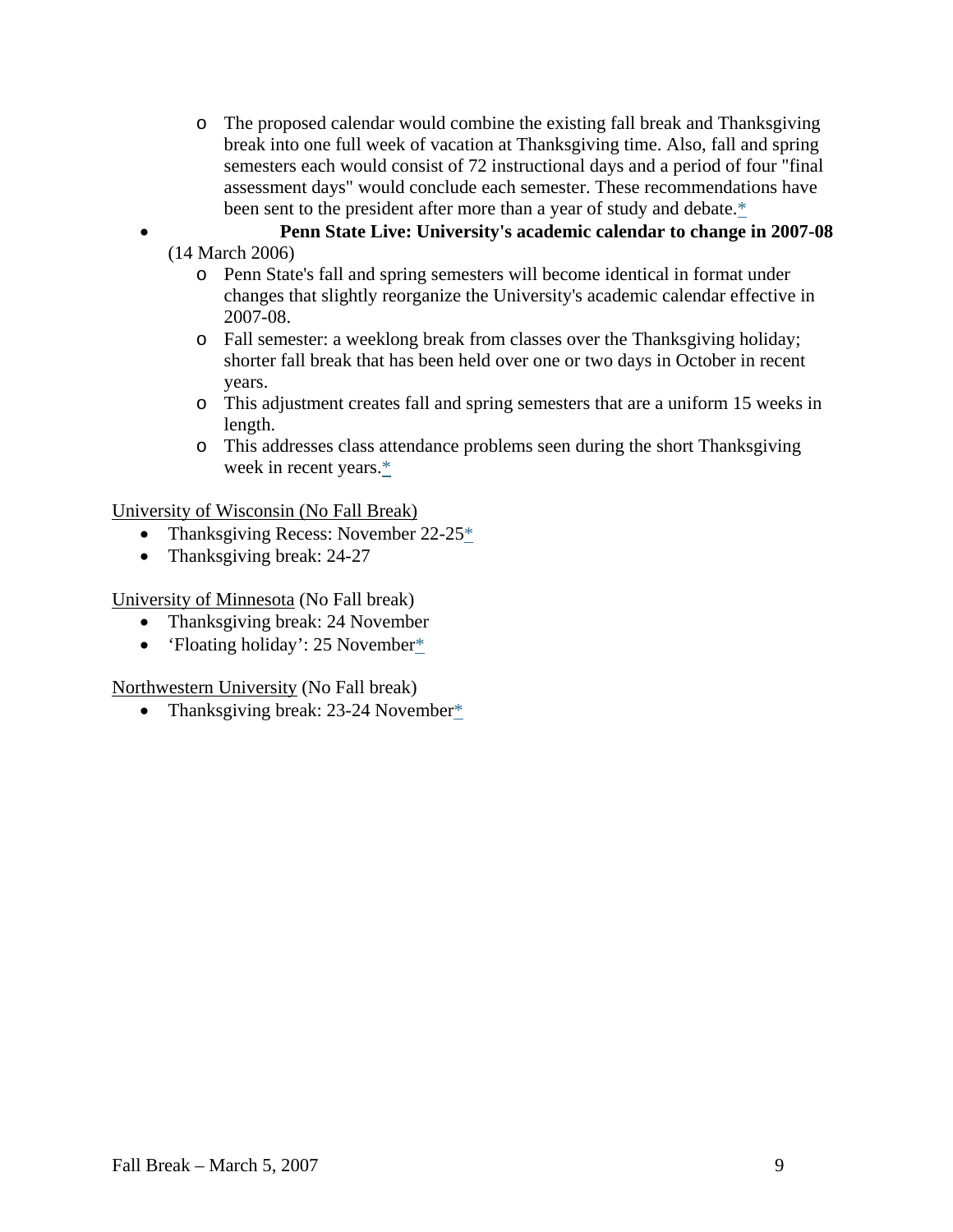- The proposed calendar would combine the existing fall break and Thanksgiving break into one full week of vacation at Thanksgiving time. Also, fall and spring semesters each would consist of 72 instructional days and a period of four "final assessment days" would conclude each semester. These recommendations have been sent to the president after more than a year of study and debate.*

- **Penn State Live: University's academic calendar to change in 2007-08** (14 March 2006)
  - Penn State's fall and spring semesters will become identical in format under changes that slightly reorganize the University's academic calendar effective in 2007-08.
  - Fall semester: a weeklong break from classes over the Thanksgiving holiday; shorter fall break that has been held over one or two days in October in recent years.
  - This adjustment creates fall and spring semesters that are a uniform 15 weeks in length.
  - This addresses class attendance problems seen during the short Thanksgiving week in recent years.*

University of Wisconsin (No Fall Break)

- Thanksgiving Recess: November 22-25*
- Thanksgiving break: 24-27

University of Minnesota (No Fall break)

- Thanksgiving break: 24 November
- 'Floating holiday': 25 November*

Northwestern University (No Fall break)

- Thanksgiving break: 23-24 November*